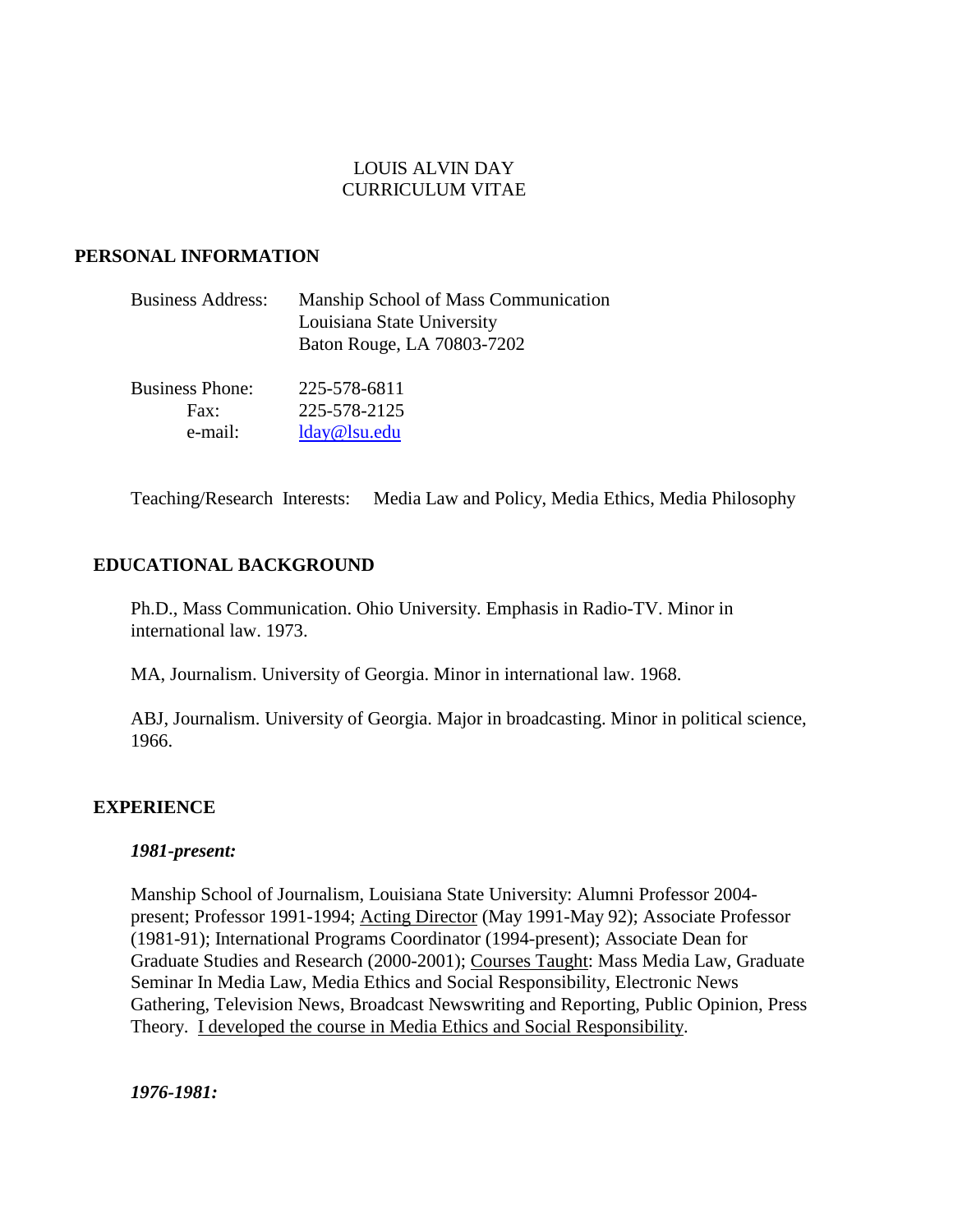# LOUIS ALVIN DAY
# CURRICULUM VITAE

## PERSONAL INFORMATION

Business Address: Manship School of Mass Communication
Louisiana State University
Baton Rouge, LA 70803-7202

Business Phone: 225-578-6811
Fax: 225-578-2125
e-mail: lday@lsu.edu

Teaching/Research Interests: Media Law and Policy, Media Ethics, Media Philosophy

## EDUCATIONAL BACKGROUND

Ph.D., Mass Communication. Ohio University. Emphasis in Radio-TV. Minor in international law. 1973.

MA, Journalism. University of Georgia. Minor in international law. 1968.

ABJ, Journalism. University of Georgia. Major in broadcasting. Minor in political science, 1966.

## EXPERIENCE

***1981-present:***

Manship School of Journalism, Louisiana State University: Alumni Professor 2004-present; Professor 1991-1994; Acting Director (May 1991-May 92); Associate Professor (1981-91); International Programs Coordinator (1994-present); Associate Dean for Graduate Studies and Research (2000-2001); Courses Taught: Mass Media Law, Graduate Seminar In Media Law, Media Ethics and Social Responsibility, Electronic News Gathering, Television News, Broadcast Newswriting and Reporting, Public Opinion, Press Theory. I developed the course in Media Ethics and Social Responsibility.

***1976-1981:***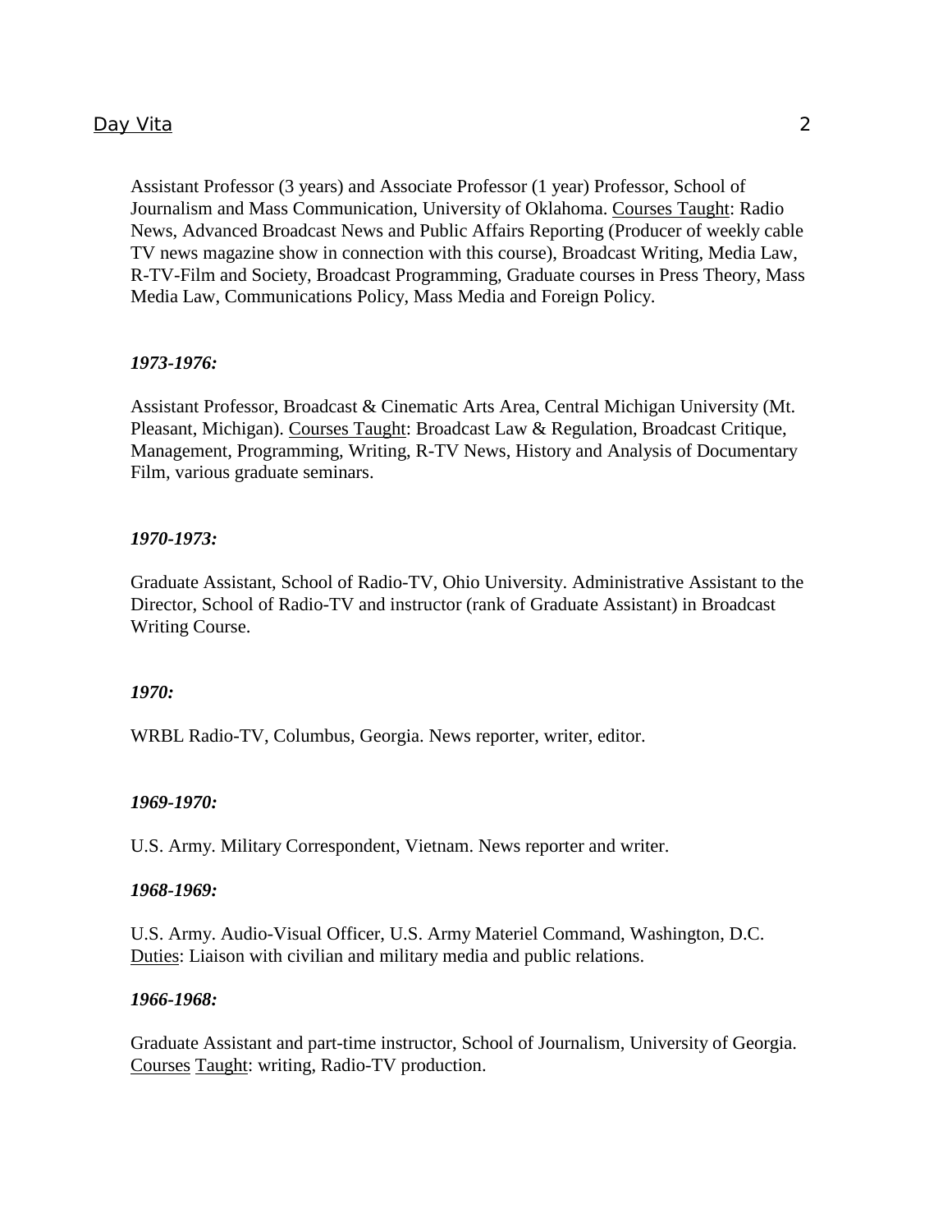Assistant Professor (3 years) and Associate Professor (1 year) Professor, School of Journalism and Mass Communication, University of Oklahoma. Courses Taught: Radio News, Advanced Broadcast News and Public Affairs Reporting (Producer of weekly cable TV news magazine show in connection with this course), Broadcast Writing, Media Law, R-TV-Film and Society, Broadcast Programming, Graduate courses in Press Theory, Mass Media Law, Communications Policy, Mass Media and Foreign Policy.

***1973-1976:***

Assistant Professor, Broadcast & Cinematic Arts Area, Central Michigan University (Mt. Pleasant, Michigan). Courses Taught: Broadcast Law & Regulation, Broadcast Critique, Management, Programming, Writing, R-TV News, History and Analysis of Documentary Film, various graduate seminars.

***1970-1973:***

Graduate Assistant, School of Radio-TV, Ohio University. Administrative Assistant to the Director, School of Radio-TV and instructor (rank of Graduate Assistant) in Broadcast Writing Course.

***1970:***

WRBL Radio-TV, Columbus, Georgia. News reporter, writer, editor.

***1969-1970:***

U.S. Army. Military Correspondent, Vietnam. News reporter and writer.

***1968-1969:***

U.S. Army. Audio-Visual Officer, U.S. Army Materiel Command, Washington, D.C. Duties: Liaison with civilian and military media and public relations.

***1966-1968:***

Graduate Assistant and part-time instructor, School of Journalism, University of Georgia. Courses Taught: writing, Radio-TV production.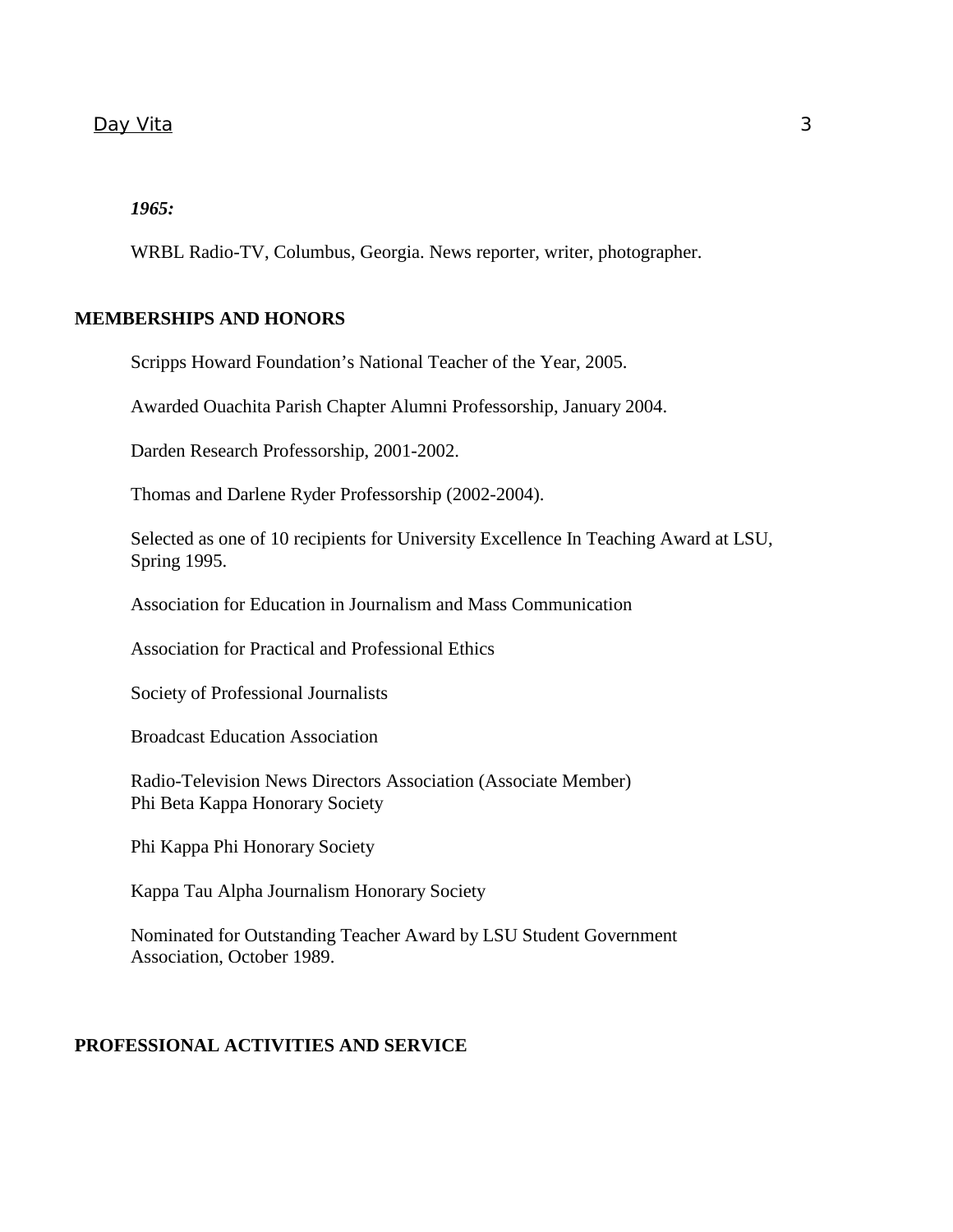*1965:*

WRBL Radio-TV, Columbus, Georgia. News reporter, writer, photographer.

**MEMBERSHIPS AND HONORS**

Scripps Howard Foundation’s National Teacher of the Year, 2005.

Awarded Ouachita Parish Chapter Alumni Professorship, January 2004.

Darden Research Professorship, 2001-2002.

Thomas and Darlene Ryder Professorship (2002-2004).

Selected as one of 10 recipients for University Excellence In Teaching Award at LSU, Spring 1995.

Association for Education in Journalism and Mass Communication

Association for Practical and Professional Ethics

Society of Professional Journalists

Broadcast Education Association

Radio-Television News Directors Association (Associate Member)
Phi Beta Kappa Honorary Society

Phi Kappa Phi Honorary Society

Kappa Tau Alpha Journalism Honorary Society

Nominated for Outstanding Teacher Award by LSU Student Government Association, October 1989.

**PROFESSIONAL ACTIVITIES AND SERVICE**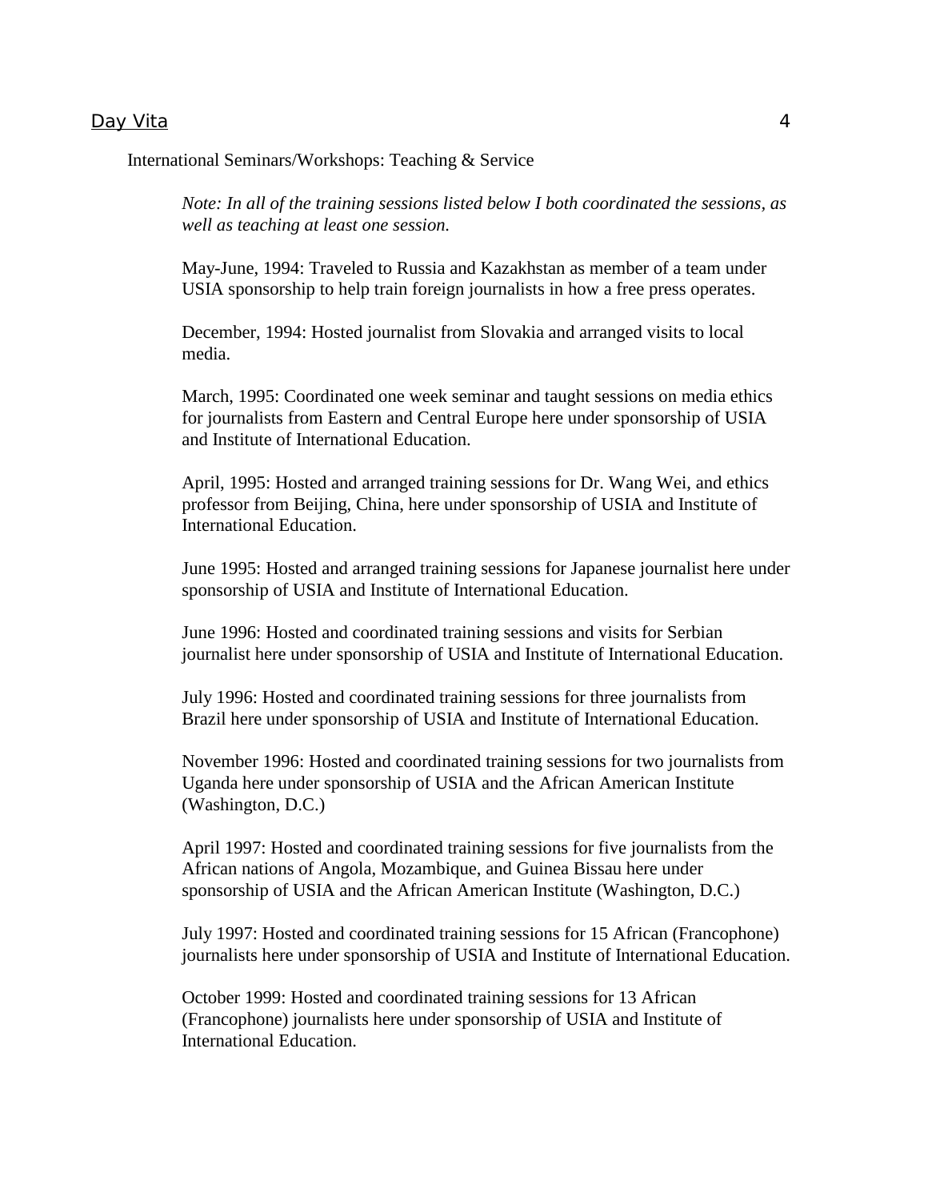International Seminars/Workshops: Teaching & Service

*Note: In all of the training sessions listed below I both coordinated the sessions, as well as teaching at least one session.*

May-June, 1994: Traveled to Russia and Kazakhstan as member of a team under USIA sponsorship to help train foreign journalists in how a free press operates.

December, 1994: Hosted journalist from Slovakia and arranged visits to local media.

March, 1995: Coordinated one week seminar and taught sessions on media ethics for journalists from Eastern and Central Europe here under sponsorship of USIA and Institute of International Education.

April, 1995: Hosted and arranged training sessions for Dr. Wang Wei, and ethics professor from Beijing, China, here under sponsorship of USIA and Institute of International Education.

June 1995: Hosted and arranged training sessions for Japanese journalist here under sponsorship of USIA and Institute of International Education.

June 1996: Hosted and coordinated training sessions and visits for Serbian journalist here under sponsorship of USIA and Institute of International Education.

July 1996: Hosted and coordinated training sessions for three journalists from Brazil here under sponsorship of USIA and Institute of International Education.

November 1996: Hosted and coordinated training sessions for two journalists from Uganda here under sponsorship of USIA and the African American Institute (Washington, D.C.)

April 1997: Hosted and coordinated training sessions for five journalists from the African nations of Angola, Mozambique, and Guinea Bissau here under sponsorship of USIA and the African American Institute (Washington, D.C.)

July 1997: Hosted and coordinated training sessions for 15 African (Francophone) journalists here under sponsorship of USIA and Institute of International Education.

October 1999: Hosted and coordinated training sessions for 13 African (Francophone) journalists here under sponsorship of USIA and Institute of International Education.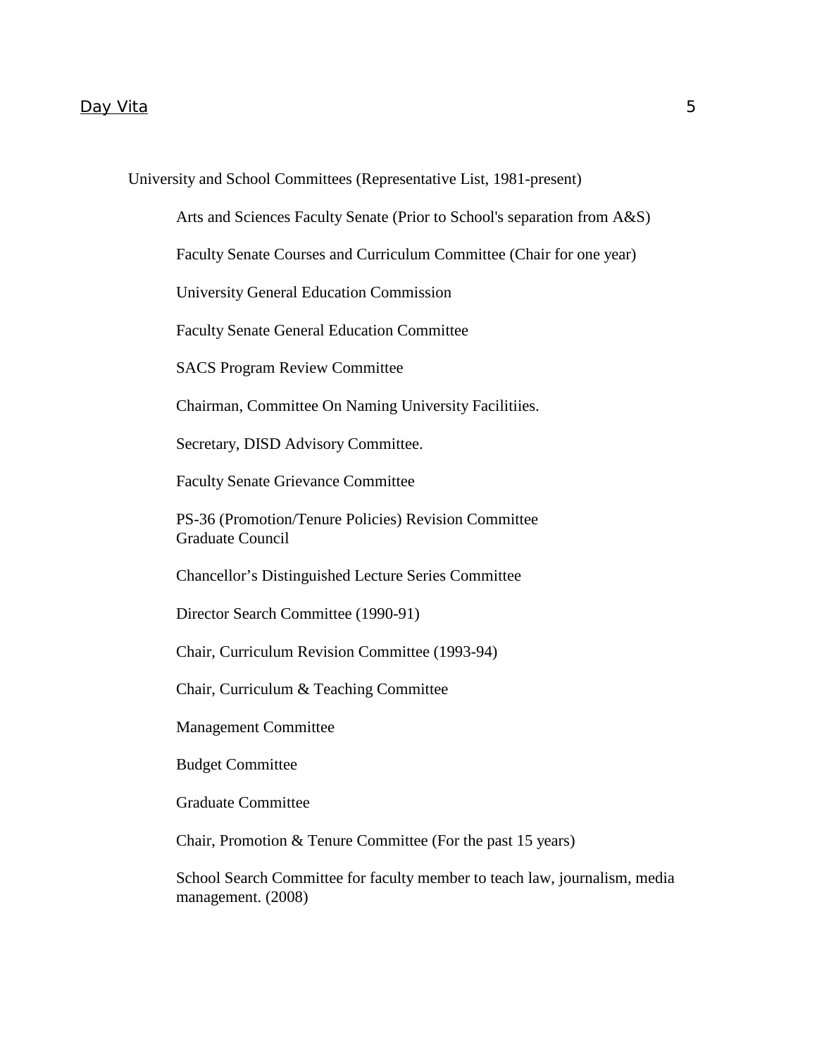University and School Committees (Representative List, 1981-present)

Arts and Sciences Faculty Senate (Prior to School's separation from A&S)

Faculty Senate Courses and Curriculum Committee (Chair for one year)

University General Education Commission

Faculty Senate General Education Committee

SACS Program Review Committee

Chairman, Committee On Naming University Facilitiies.

Secretary, DISD Advisory Committee.

Faculty Senate Grievance Committee

PS-36 (Promotion/Tenure Policies) Revision Committee
Graduate Council

Chancellor's Distinguished Lecture Series Committee

Director Search Committee (1990-91)

Chair, Curriculum Revision Committee (1993-94)

Chair, Curriculum & Teaching Committee

Management Committee

Budget Committee

Graduate Committee

Chair, Promotion & Tenure Committee (For the past 15 years)

School Search Committee for faculty member to teach law, journalism, media management. (2008)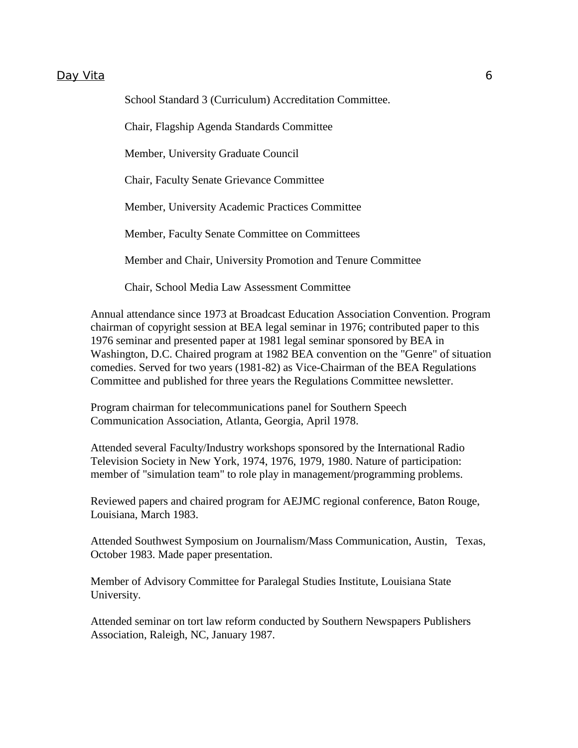School Standard 3 (Curriculum) Accreditation Committee.

Chair, Flagship Agenda Standards Committee

Member, University Graduate Council

Chair, Faculty Senate Grievance Committee

Member, University Academic Practices Committee

Member, Faculty Senate Committee on Committees

Member and Chair, University Promotion and Tenure Committee

Chair, School Media Law Assessment Committee

Annual attendance since 1973 at Broadcast Education Association Convention. Program chairman of copyright session at BEA legal seminar in 1976; contributed paper to this 1976 seminar and presented paper at 1981 legal seminar sponsored by BEA in Washington, D.C. Chaired program at 1982 BEA convention on the "Genre" of situation comedies. Served for two years (1981-82) as Vice-Chairman of the BEA Regulations Committee and published for three years the Regulations Committee newsletter.

Program chairman for telecommunications panel for Southern Speech Communication Association, Atlanta, Georgia, April 1978.

Attended several Faculty/Industry workshops sponsored by the International Radio Television Society in New York, 1974, 1976, 1979, 1980. Nature of participation: member of "simulation team" to role play in management/programming problems.

Reviewed papers and chaired program for AEJMC regional conference, Baton Rouge, Louisiana, March 1983.

Attended Southwest Symposium on Journalism/Mass Communication, Austin, Texas, October 1983. Made paper presentation.

Member of Advisory Committee for Paralegal Studies Institute, Louisiana State University.

Attended seminar on tort law reform conducted by Southern Newspapers Publishers Association, Raleigh, NC, January 1987.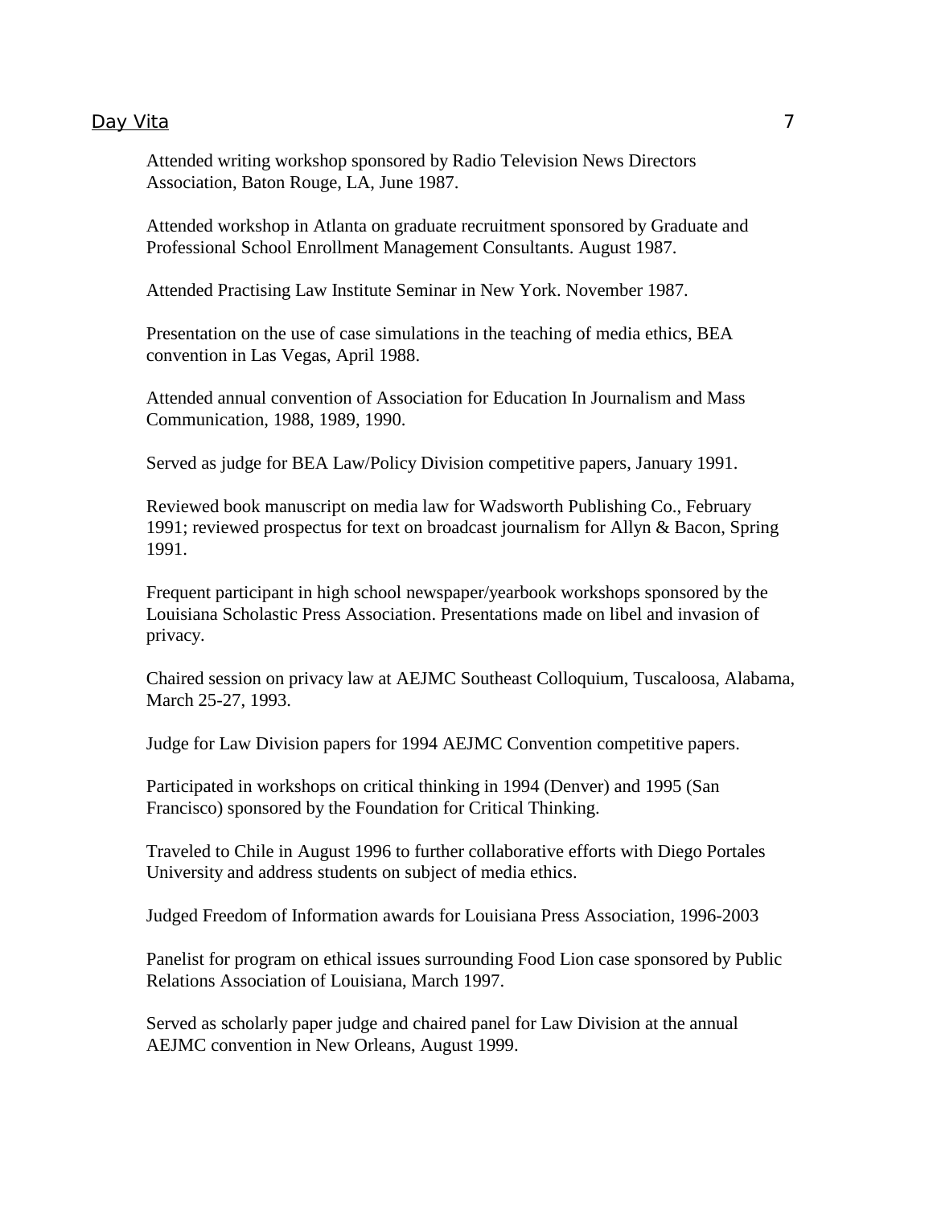Attended writing workshop sponsored by Radio Television News Directors Association, Baton Rouge, LA, June 1987.

Attended workshop in Atlanta on graduate recruitment sponsored by Graduate and Professional School Enrollment Management Consultants. August 1987.

Attended Practising Law Institute Seminar in New York. November 1987.

Presentation on the use of case simulations in the teaching of media ethics, BEA convention in Las Vegas, April 1988.

Attended annual convention of Association for Education In Journalism and Mass Communication, 1988, 1989, 1990.

Served as judge for BEA Law/Policy Division competitive papers, January 1991.

Reviewed book manuscript on media law for Wadsworth Publishing Co., February 1991; reviewed prospectus for text on broadcast journalism for Allyn & Bacon, Spring 1991.

Frequent participant in high school newspaper/yearbook workshops sponsored by the Louisiana Scholastic Press Association. Presentations made on libel and invasion of privacy.

Chaired session on privacy law at AEJMC Southeast Colloquium, Tuscaloosa, Alabama, March 25-27, 1993.

Judge for Law Division papers for 1994 AEJMC Convention competitive papers.

Participated in workshops on critical thinking in 1994 (Denver) and 1995 (San Francisco) sponsored by the Foundation for Critical Thinking.

Traveled to Chile in August 1996 to further collaborative efforts with Diego Portales University and address students on subject of media ethics.

Judged Freedom of Information awards for Louisiana Press Association, 1996-2003

Panelist for program on ethical issues surrounding Food Lion case sponsored by Public Relations Association of Louisiana, March 1997.

Served as scholarly paper judge and chaired panel for Law Division at the annual AEJMC convention in New Orleans, August 1999.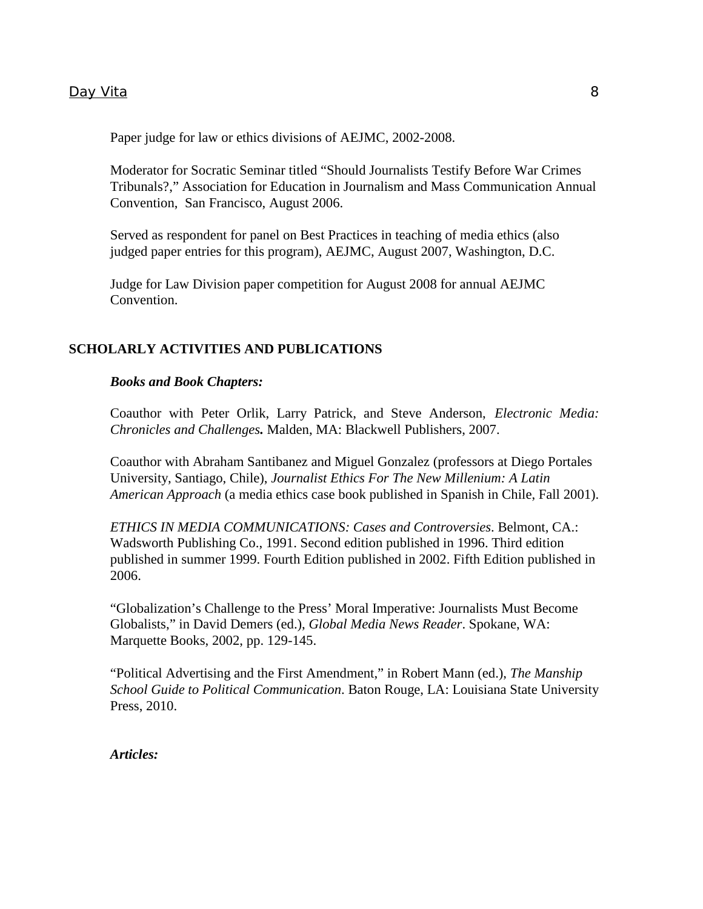Paper judge for law or ethics divisions of AEJMC, 2002-2008.

Moderator for Socratic Seminar titled "Should Journalists Testify Before War Crimes Tribunals?," Association for Education in Journalism and Mass Communication Annual Convention, San Francisco, August 2006.

Served as respondent for panel on Best Practices in teaching of media ethics (also judged paper entries for this program), AEJMC, August 2007, Washington, D.C.

Judge for Law Division paper competition for August 2008 for annual AEJMC Convention.

## SCHOLARLY ACTIVITIES AND PUBLICATIONS

### *Books and Book Chapters:*

Coauthor with Peter Orlik, Larry Patrick, and Steve Anderson, *Electronic Media: Chronicles and Challenges***.** Malden, MA: Blackwell Publishers, 2007.

Coauthor with Abraham Santibanez and Miguel Gonzalez (professors at Diego Portales University, Santiago, Chile), *Journalist Ethics For The New Millenium: A Latin American Approach* (a media ethics case book published in Spanish in Chile, Fall 2001).

*ETHICS IN MEDIA COMMUNICATIONS: Cases and Controversies*. Belmont, CA.: Wadsworth Publishing Co., 1991. Second edition published in 1996. Third edition published in summer 1999. Fourth Edition published in 2002. Fifth Edition published in 2006.

"Globalization's Challenge to the Press' Moral Imperative: Journalists Must Become Globalists," in David Demers (ed.), *Global Media News Reader*. Spokane, WA: Marquette Books, 2002, pp. 129-145.

"Political Advertising and the First Amendment," in Robert Mann (ed.), *The Manship School Guide to Political Communication*. Baton Rouge, LA: Louisiana State University Press, 2010.

### *Articles:*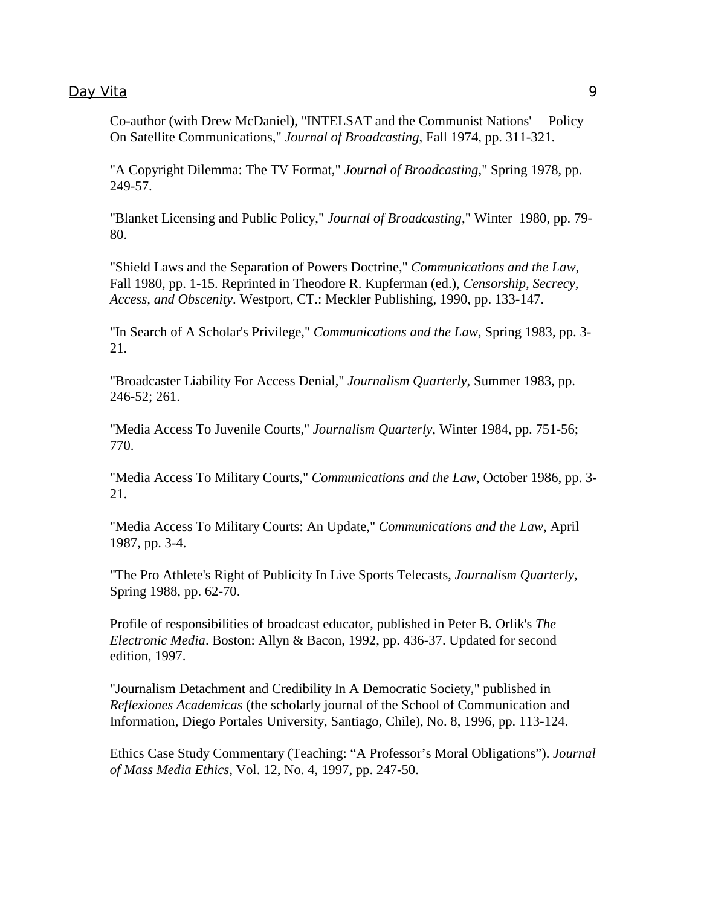Co-author (with Drew McDaniel), "INTELSAT and the Communist Nations' Policy On Satellite Communications," *Journal of Broadcasting*, Fall 1974, pp. 311-321.

"A Copyright Dilemma: The TV Format," *Journal of Broadcasting*," Spring 1978, pp. 249-57.

"Blanket Licensing and Public Policy," *Journal of Broadcasting*," Winter 1980, pp. 79-80.

"Shield Laws and the Separation of Powers Doctrine," *Communications and the Law*, Fall 1980, pp. 1-15. Reprinted in Theodore R. Kupferman (ed.), *Censorship, Secrecy, Access, and Obscenity*. Westport, CT.: Meckler Publishing, 1990, pp. 133-147.

"In Search of A Scholar's Privilege," *Communications and the Law*, Spring 1983, pp. 3-21.

"Broadcaster Liability For Access Denial," *Journalism Quarterly*, Summer 1983, pp. 246-52; 261.

"Media Access To Juvenile Courts," *Journalism Quarterly*, Winter 1984, pp. 751-56; 770.

"Media Access To Military Courts," *Communications and the Law*, October 1986, pp. 3-21.

"Media Access To Military Courts: An Update," *Communications and the Law*, April 1987, pp. 3-4.

"The Pro Athlete's Right of Publicity In Live Sports Telecasts, *Journalism Quarterly*, Spring 1988, pp. 62-70.

Profile of responsibilities of broadcast educator, published in Peter B. Orlik's *The Electronic Media*. Boston: Allyn & Bacon, 1992, pp. 436-37. Updated for second edition, 1997.

"Journalism Detachment and Credibility In A Democratic Society," published in *Reflexiones Academicas* (the scholarly journal of the School of Communication and Information, Diego Portales University, Santiago, Chile), No. 8, 1996, pp. 113-124.

Ethics Case Study Commentary (Teaching: "A Professor's Moral Obligations"). *Journal of Mass Media Ethics*, Vol. 12, No. 4, 1997, pp. 247-50.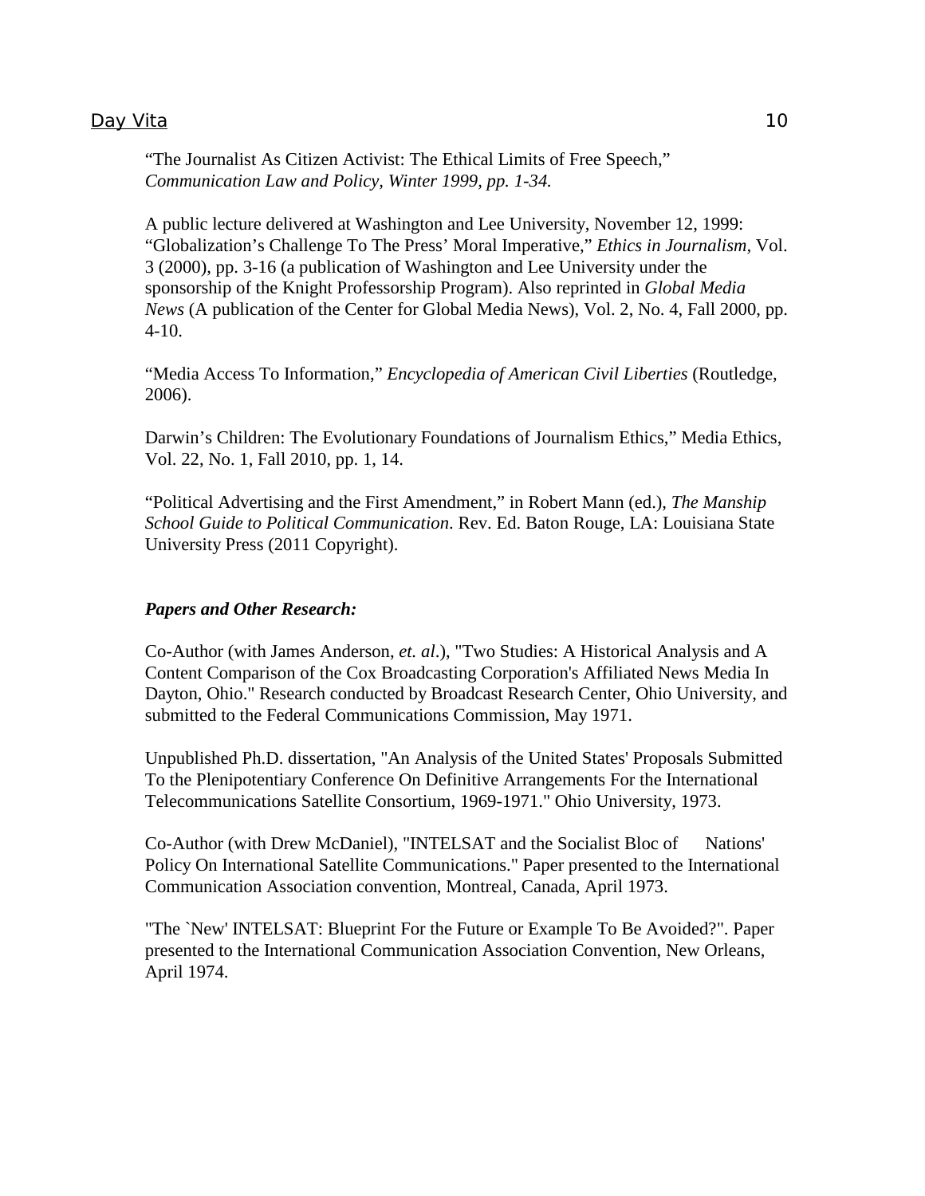"The Journalist As Citizen Activist: The Ethical Limits of Free Speech," *Communication Law and Policy, Winter 1999, pp. 1-34.*

A public lecture delivered at Washington and Lee University, November 12, 1999: "Globalization's Challenge To The Press' Moral Imperative," *Ethics in Journalism*, Vol. 3 (2000), pp. 3-16 (a publication of Washington and Lee University under the sponsorship of the Knight Professorship Program). Also reprinted in *Global Media News* (A publication of the Center for Global Media News), Vol. 2, No. 4, Fall 2000, pp. 4-10.

"Media Access To Information," *Encyclopedia of American Civil Liberties* (Routledge, 2006).

Darwin's Children: The Evolutionary Foundations of Journalism Ethics," Media Ethics, Vol. 22, No. 1, Fall 2010, pp. 1, 14.

"Political Advertising and the First Amendment," in Robert Mann (ed.), *The Manship School Guide to Political Communication*. Rev. Ed. Baton Rouge, LA: Louisiana State University Press (2011 Copyright).

***Papers and Other Research:***

Co-Author (with James Anderson, *et. al*.), "Two Studies: A Historical Analysis and A Content Comparison of the Cox Broadcasting Corporation's Affiliated News Media In Dayton, Ohio." Research conducted by Broadcast Research Center, Ohio University, and submitted to the Federal Communications Commission, May 1971.

Unpublished Ph.D. dissertation, "An Analysis of the United States' Proposals Submitted To the Plenipotentiary Conference On Definitive Arrangements For the International Telecommunications Satellite Consortium, 1969-1971." Ohio University, 1973.

Co-Author (with Drew McDaniel), "INTELSAT and the Socialist Bloc of Nations' Policy On International Satellite Communications." Paper presented to the International Communication Association convention, Montreal, Canada, April 1973.

"The `New' INTELSAT: Blueprint For the Future or Example To Be Avoided?". Paper presented to the International Communication Association Convention, New Orleans, April 1974.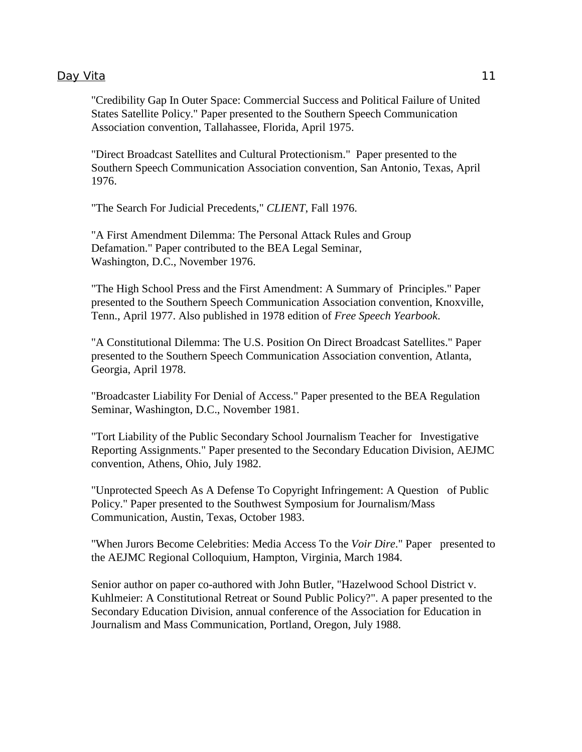"Credibility Gap In Outer Space: Commercial Success and Political Failure of United States Satellite Policy." Paper presented to the Southern Speech Communication Association convention, Tallahassee, Florida, April 1975.

"Direct Broadcast Satellites and Cultural Protectionism." Paper presented to the Southern Speech Communication Association convention, San Antonio, Texas, April 1976.

"The Search For Judicial Precedents," *CLIENT*, Fall 1976.

"A First Amendment Dilemma: The Personal Attack Rules and Group Defamation." Paper contributed to the BEA Legal Seminar, Washington, D.C., November 1976.

"The High School Press and the First Amendment: A Summary of Principles." Paper presented to the Southern Speech Communication Association convention, Knoxville, Tenn., April 1977. Also published in 1978 edition of *Free Speech Yearbook*.

"A Constitutional Dilemma: The U.S. Position On Direct Broadcast Satellites." Paper presented to the Southern Speech Communication Association convention, Atlanta, Georgia, April 1978.

"Broadcaster Liability For Denial of Access." Paper presented to the BEA Regulation Seminar, Washington, D.C., November 1981.

"Tort Liability of the Public Secondary School Journalism Teacher for Investigative Reporting Assignments." Paper presented to the Secondary Education Division, AEJMC convention, Athens, Ohio, July 1982.

"Unprotected Speech As A Defense To Copyright Infringement: A Question of Public Policy." Paper presented to the Southwest Symposium for Journalism/Mass Communication, Austin, Texas, October 1983.

"When Jurors Become Celebrities: Media Access To the *Voir Dire*." Paper presented to the AEJMC Regional Colloquium, Hampton, Virginia, March 1984.

Senior author on paper co-authored with John Butler, "Hazelwood School District v. Kuhlmeier: A Constitutional Retreat or Sound Public Policy?". A paper presented to the Secondary Education Division, annual conference of the Association for Education in Journalism and Mass Communication, Portland, Oregon, July 1988.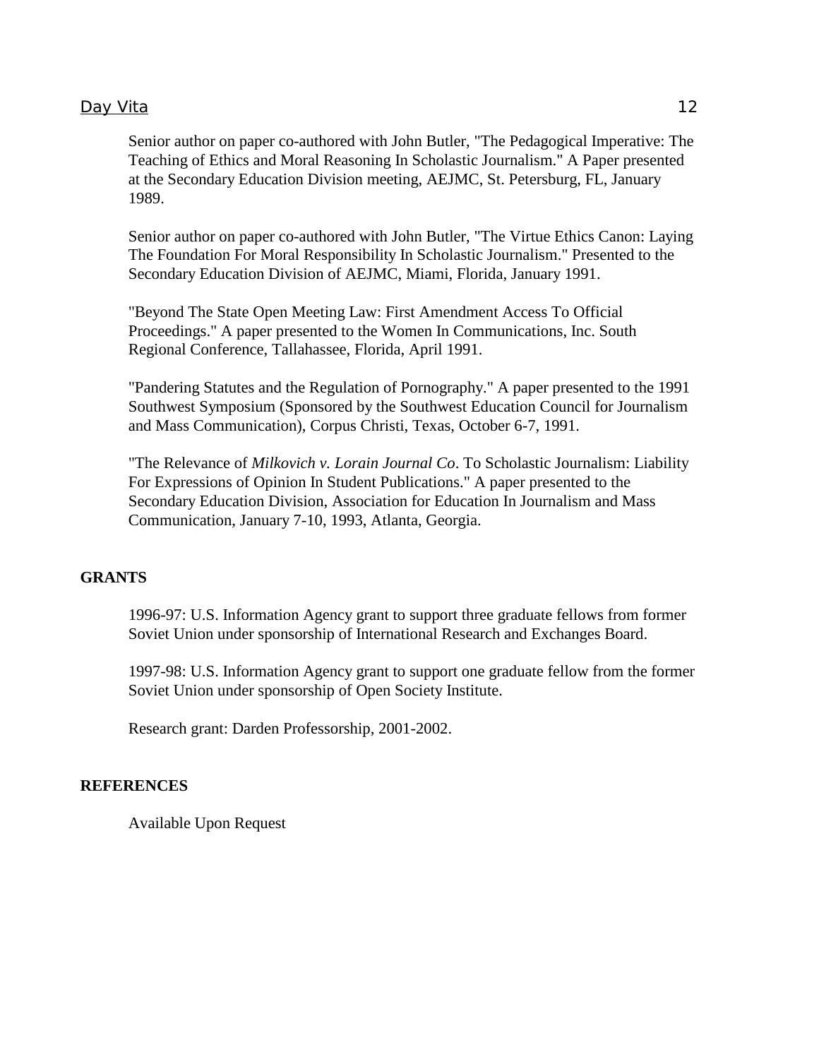Senior author on paper co-authored with John Butler, "The Pedagogical Imperative: The Teaching of Ethics and Moral Reasoning In Scholastic Journalism." A Paper presented at the Secondary Education Division meeting, AEJMC, St. Petersburg, FL, January 1989.

Senior author on paper co-authored with John Butler, "The Virtue Ethics Canon: Laying The Foundation For Moral Responsibility In Scholastic Journalism." Presented to the Secondary Education Division of AEJMC, Miami, Florida, January 1991.

"Beyond The State Open Meeting Law: First Amendment Access To Official Proceedings." A paper presented to the Women In Communications, Inc. South Regional Conference, Tallahassee, Florida, April 1991.

"Pandering Statutes and the Regulation of Pornography." A paper presented to the 1991 Southwest Symposium (Sponsored by the Southwest Education Council for Journalism and Mass Communication), Corpus Christi, Texas, October 6-7, 1991.

"The Relevance of *Milkovich v. Lorain Journal Co*. To Scholastic Journalism: Liability For Expressions of Opinion In Student Publications." A paper presented to the Secondary Education Division, Association for Education In Journalism and Mass Communication, January 7-10, 1993, Atlanta, Georgia.

## GRANTS

1996-97: U.S. Information Agency grant to support three graduate fellows from former Soviet Union under sponsorship of International Research and Exchanges Board.

1997-98: U.S. Information Agency grant to support one graduate fellow from the former Soviet Union under sponsorship of Open Society Institute.

Research grant: Darden Professorship, 2001-2002.

## REFERENCES

Available Upon Request